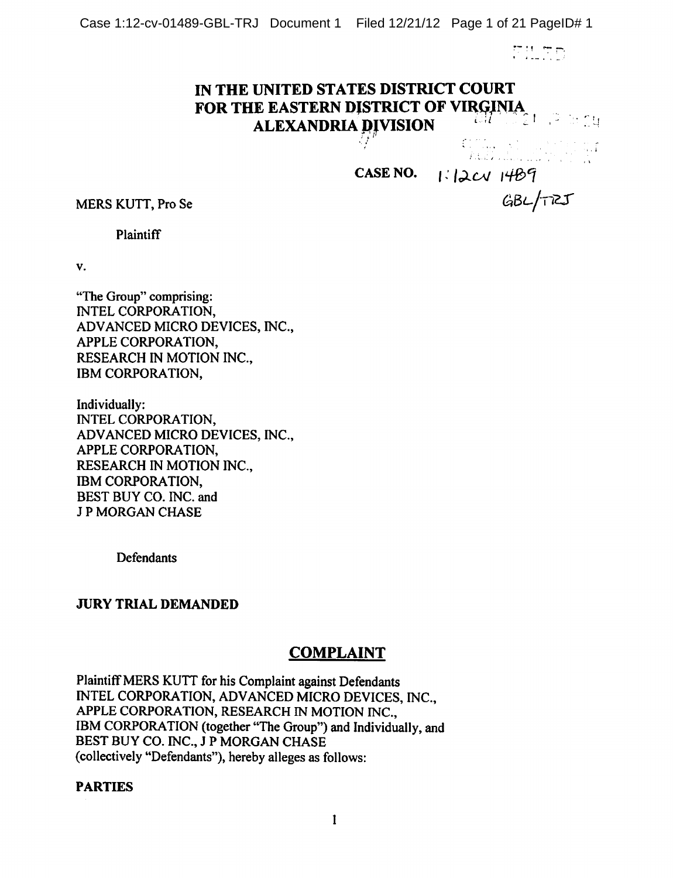# IN THE UNITED STATES DISTRICT COURT FOR THE EASTERN DISTRICT OF VIRGINIA ALEXANDRIA DIVISION

**CASE NO.** 1:12cv 1489 GBL/TRJ

MERS KUTT, Pro Se

Plaintiff

v.

"The Group" comprising:
INTEL CORPORATION,
ADVANCED MICRO DEVICES, INC.,
APPLE CORPORATION,
RESEARCH IN MOTION INC.,
IBM CORPORATION,

Individually:
INTEL CORPORATION,
ADVANCED MICRO DEVICES, INC.,
APPLE CORPORATION,
RESEARCH IN MOTION INC.,
IBM CORPORATION,
BEST BUY CO. INC. and
J P MORGAN CHASE

Defendants

**JURY TRIAL DEMANDED**

## COMPLAINT

Plaintiff MERS KUTT for his Complaint against Defendants INTEL CORPORATION, ADVANCED MICRO DEVICES, INC., APPLE CORPORATION, RESEARCH IN MOTION INC., IBM CORPORATION (together "The Group") and Individually, and BEST BUY CO. INC., J P MORGAN CHASE (collectively "Defendants"), hereby alleges as follows:

**PARTIES**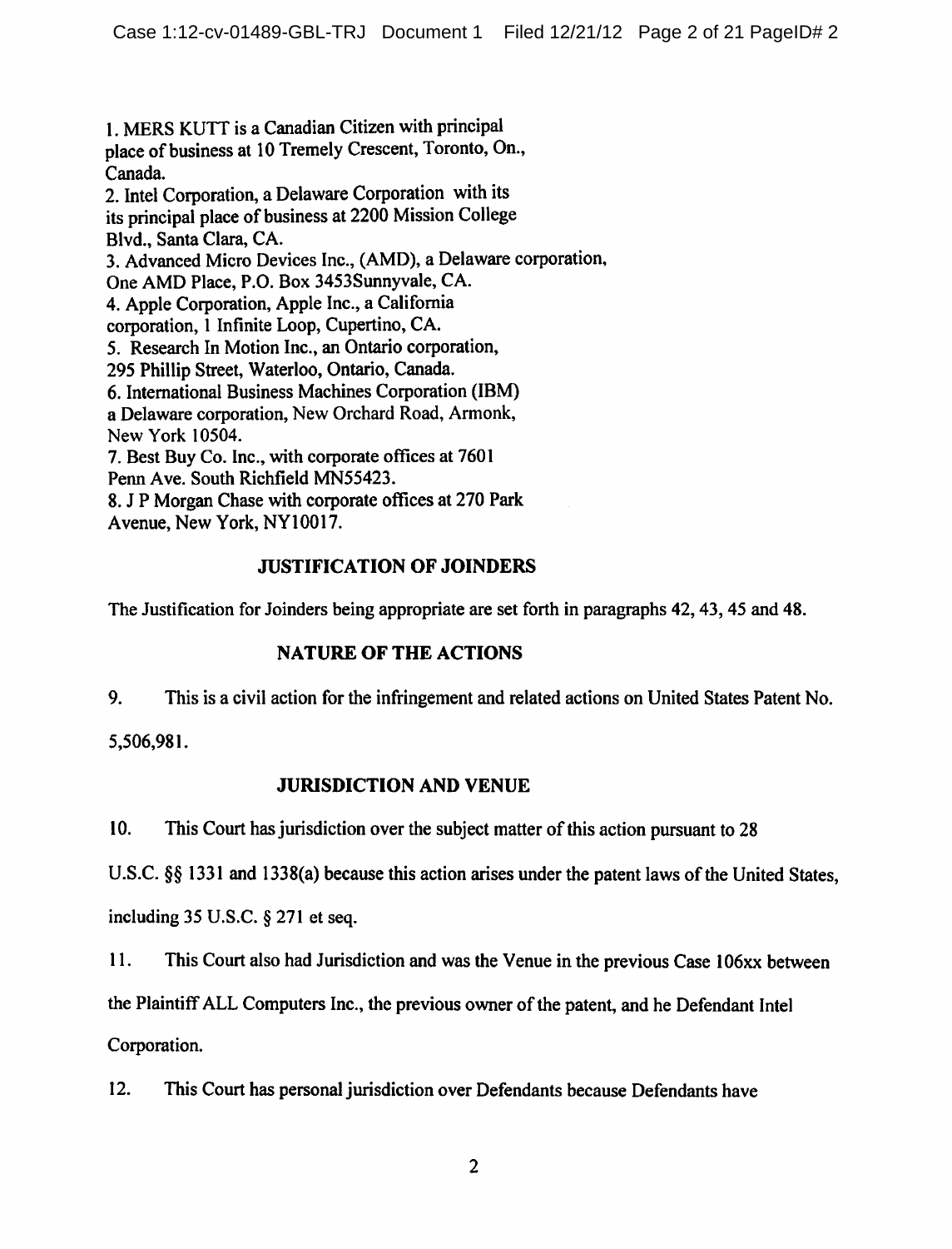1. MERS KUTT is a Canadian Citizen with principal place of business at 10 Tremely Crescent, Toronto, On., Canada.

2. Intel Corporation, a Delaware Corporation with its its principal place of business at 2200 Mission College Blvd., Santa Clara, CA.

3. Advanced Micro Devices Inc., (AMD), a Delaware corporation, One AMD Place, P.O. Box 3453Sunnyvale, CA.

4. Apple Corporation, Apple Inc., a California corporation, 1 Infinite Loop, Cupertino, CA.

5. Research In Motion Inc., an Ontario corporation, 295 Phillip Street, Waterloo, Ontario, Canada.

6. International Business Machines Corporation (IBM) a Delaware corporation, New Orchard Road, Armonk, New York 10504.

7. Best Buy Co. Inc., with corporate offices at 7601 Penn Ave. South Richfield MN55423.

8. J P Morgan Chase with corporate offices at 270 Park Avenue, New York, NY10017.

## JUSTIFICATION OF JOINDERS

The Justification for Joinders being appropriate are set forth in paragraphs 42, 43, 45 and 48.

## NATURE OF THE ACTIONS

9. This is a civil action for the infringement and related actions on United States Patent No. 5,506,981.

## JURISDICTION AND VENUE

10. This Court has jurisdiction over the subject matter of this action pursuant to 28 U.S.C. §§ 1331 and 1338(a) because this action arises under the patent laws of the United States, including 35 U.S.C. § 271 et seq.

11. This Court also had Jurisdiction and was the Venue in the previous Case 106xx between the Plaintiff ALL Computers Inc., the previous owner of the patent, and he Defendant Intel Corporation.

12. This Court has personal jurisdiction over Defendants because Defendants have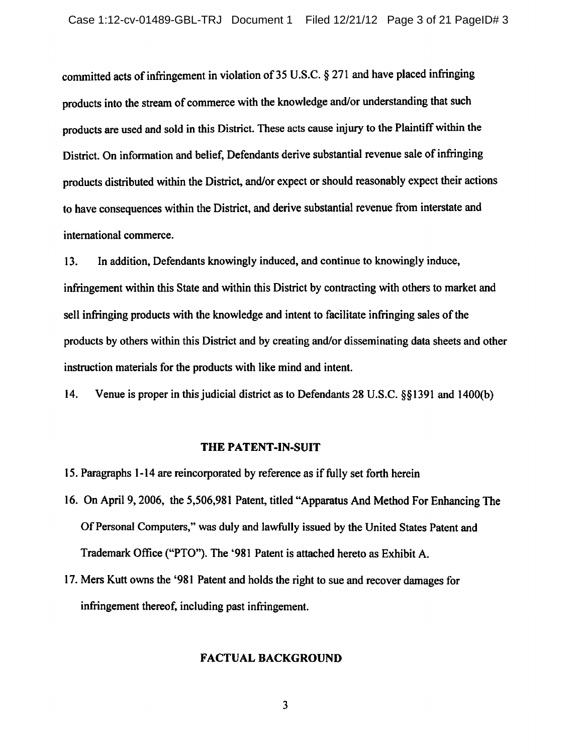committed acts of infringement in violation of 35 U.S.C. § 271 and have placed infringing products into the stream of commerce with the knowledge and/or understanding that such products are used and sold in this District. These acts cause injury to the Plaintiff within the District. On information and belief, Defendants derive substantial revenue sale of infringing products distributed within the District, and/or expect or should reasonably expect their actions to have consequences within the District, and derive substantial revenue from interstate and international commerce.

13. In addition, Defendants knowingly induced, and continue to knowingly induce, infringement within this State and within this District by contracting with others to market and sell infringing products with the knowledge and intent to facilitate infringing sales of the products by others within this District and by creating and/or disseminating data sheets and other instruction materials for the products with like mind and intent.

14. Venue is proper in this judicial district as to Defendants 28 U.S.C. §§1391 and 1400(b)

## THE PATENT-IN-SUIT

15. Paragraphs 1-14 are reincorporated by reference as if fully set forth herein

16. On April 9, 2006, the 5,506,981 Patent, titled "Apparatus And Method For Enhancing The Of Personal Computers," was duly and lawfully issued by the United States Patent and Trademark Office ("PTO"). The '981 Patent is attached hereto as Exhibit A.

17. Mers Kutt owns the '981 Patent and holds the right to sue and recover damages for infringement thereof, including past infringement.

## FACTUAL BACKGROUND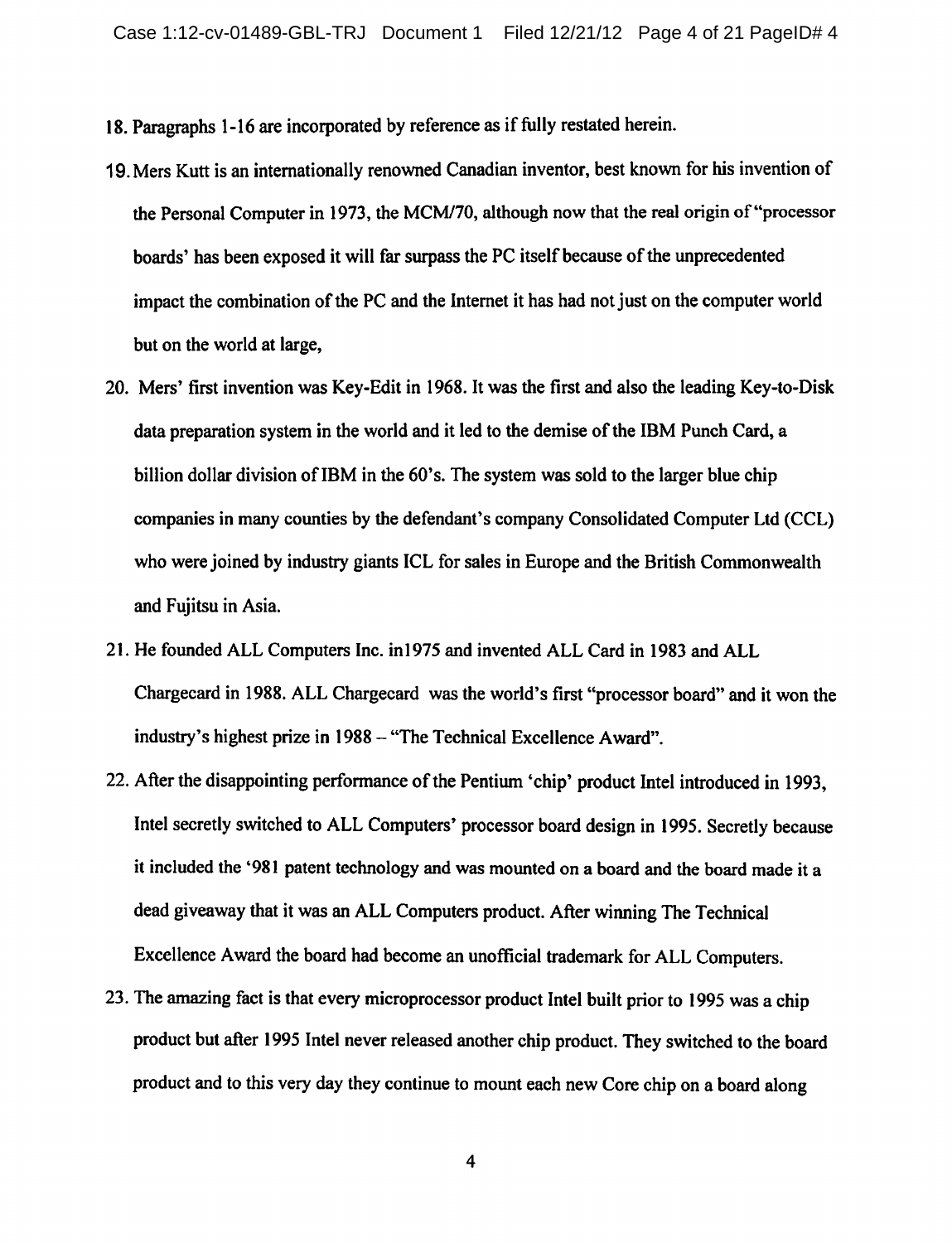18. Paragraphs 1-16 are incorporated by reference as if fully restated herein.

19. Mers Kutt is an internationally renowned Canadian inventor, best known for his invention of the Personal Computer in 1973, the MCM/70, although now that the real origin of "processor boards' has been exposed it will far surpass the PC itself because of the unprecedented impact the combination of the PC and the Internet it has had not just on the computer world but on the world at large,

20. Mers' first invention was Key-Edit in 1968. It was the first and also the leading Key-to-Disk data preparation system in the world and it led to the demise of the IBM Punch Card, a billion dollar division of IBM in the 60's. The system was sold to the larger blue chip companies in many counties by the defendant's company Consolidated Computer Ltd (CCL) who were joined by industry giants ICL for sales in Europe and the British Commonwealth and Fujitsu in Asia.

21. He founded ALL Computers Inc. in1975 and invented ALL Card in 1983 and ALL Chargecard in 1988. ALL Chargecard was the world's first "processor board" and it won the industry's highest prize in 1988 – "The Technical Excellence Award".

22. After the disappointing performance of the Pentium 'chip' product Intel introduced in 1993, Intel secretly switched to ALL Computers' processor board design in 1995. Secretly because it included the '981 patent technology and was mounted on a board and the board made it a dead giveaway that it was an ALL Computers product. After winning The Technical Excellence Award the board had become an unofficial trademark for ALL Computers.

23. The amazing fact is that every microprocessor product Intel built prior to 1995 was a chip product but after 1995 Intel never released another chip product. They switched to the board product and to this very day they continue to mount each new Core chip on a board along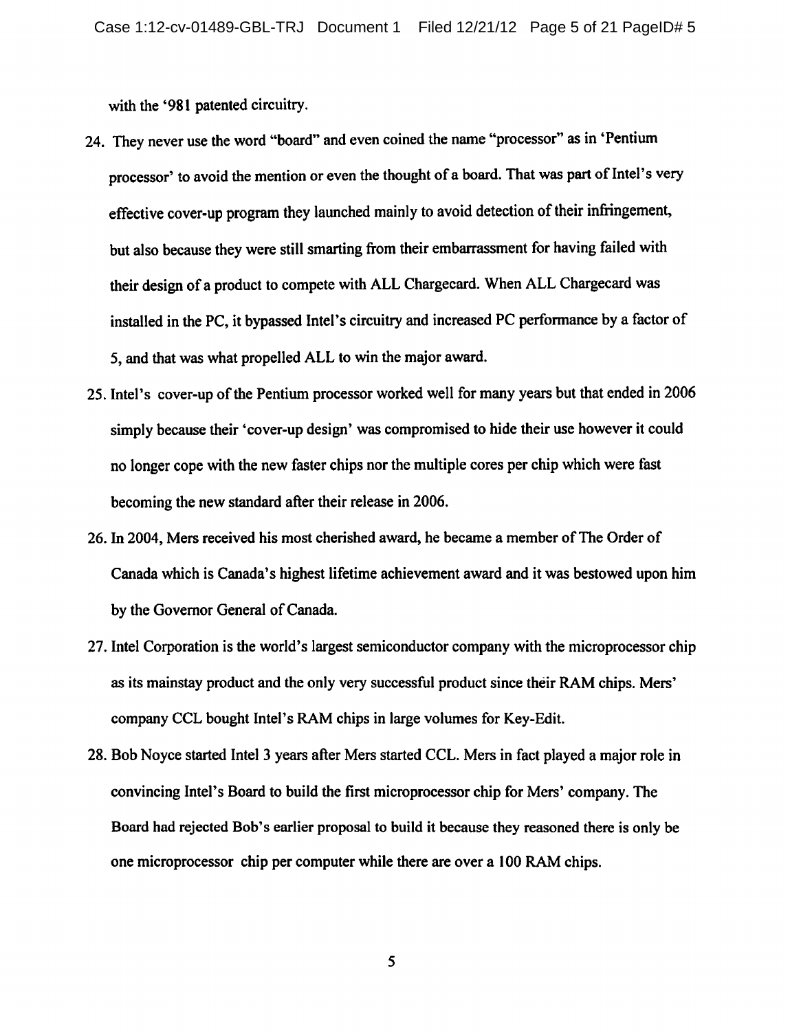with the '981 patented circuitry.

24. They never use the word "board" and even coined the name "processor" as in 'Pentium processor' to avoid the mention or even the thought of a board. That was part of Intel's very effective cover-up program they launched mainly to avoid detection of their infringement, but also because they were still smarting from their embarrassment for having failed with their design of a product to compete with ALL Chargecard. When ALL Chargecard was installed in the PC, it bypassed Intel's circuitry and increased PC performance by a factor of 5, and that was what propelled ALL to win the major award.

25. Intel's cover-up of the Pentium processor worked well for many years but that ended in 2006 simply because their 'cover-up design' was compromised to hide their use however it could no longer cope with the new faster chips nor the multiple cores per chip which were fast becoming the new standard after their release in 2006.

26. In 2004, Mers received his most cherished award, he became a member of The Order of Canada which is Canada's highest lifetime achievement award and it was bestowed upon him by the Governor General of Canada.

27. Intel Corporation is the world's largest semiconductor company with the microprocessor chip as its mainstay product and the only very successful product since their RAM chips. Mers' company CCL bought Intel's RAM chips in large volumes for Key-Edit.

28. Bob Noyce started Intel 3 years after Mers started CCL. Mers in fact played a major role in convincing Intel's Board to build the first microprocessor chip for Mers' company. The Board had rejected Bob's earlier proposal to build it because they reasoned there is only be one microprocessor chip per computer while there are over a 100 RAM chips.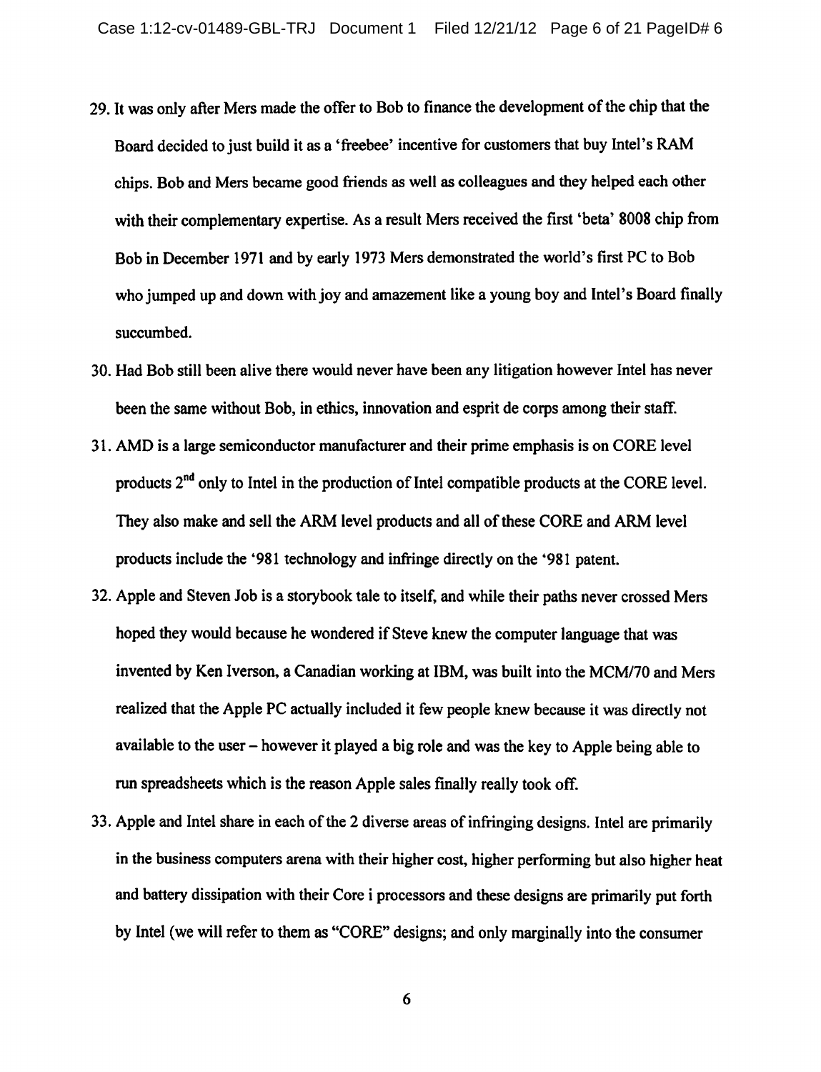29. It was only after Mers made the offer to Bob to finance the development of the chip that the Board decided to just build it as a 'freebee' incentive for customers that buy Intel's RAM chips. Bob and Mers became good friends as well as colleagues and they helped each other with their complementary expertise. As a result Mers received the first 'beta' 8008 chip from Bob in December 1971 and by early 1973 Mers demonstrated the world's first PC to Bob who jumped up and down with joy and amazement like a young boy and Intel's Board finally succumbed.

30. Had Bob still been alive there would never have been any litigation however Intel has never been the same without Bob, in ethics, innovation and esprit de corps among their staff.

31. AMD is a large semiconductor manufacturer and their prime emphasis is on CORE level products 2nd only to Intel in the production of Intel compatible products at the CORE level. They also make and sell the ARM level products and all of these CORE and ARM level products include the '981 technology and infringe directly on the '981 patent.

32. Apple and Steven Job is a storybook tale to itself, and while their paths never crossed Mers hoped they would because he wondered if Steve knew the computer language that was invented by Ken Iverson, a Canadian working at IBM, was built into the MCM/70 and Mers realized that the Apple PC actually included it few people knew because it was directly not available to the user – however it played a big role and was the key to Apple being able to run spreadsheets which is the reason Apple sales finally really took off.

33. Apple and Intel share in each of the 2 diverse areas of infringing designs. Intel are primarily in the business computers arena with their higher cost, higher performing but also higher heat and battery dissipation with their Core i processors and these designs are primarily put forth by Intel (we will refer to them as "CORE" designs; and only marginally into the consumer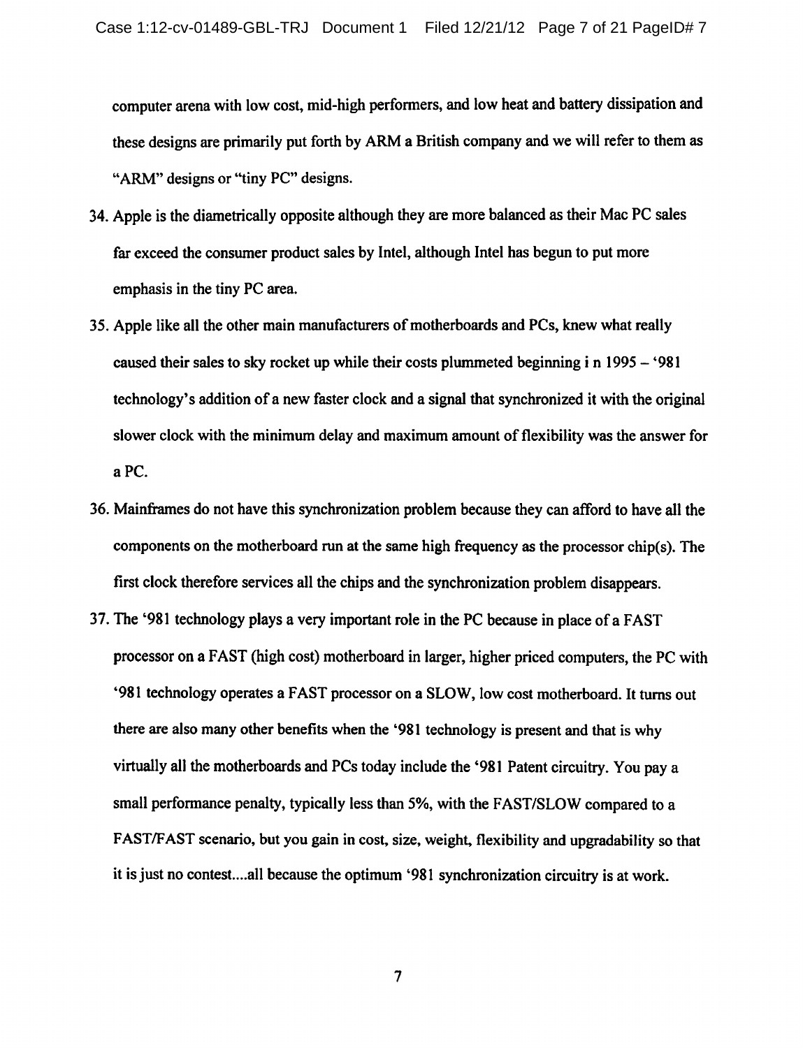computer arena with low cost, mid-high performers, and low heat and battery dissipation and these designs are primarily put forth by ARM a British company and we will refer to them as "ARM" designs or "tiny PC" designs.

34. Apple is the diametrically opposite although they are more balanced as their Mac PC sales far exceed the consumer product sales by Intel, although Intel has begun to put more emphasis in the tiny PC area.

35. Apple like all the other main manufacturers of motherboards and PCs, knew what really caused their sales to sky rocket up while their costs plummeted beginning i n 1995 – '981 technology's addition of a new faster clock and a signal that synchronized it with the original slower clock with the minimum delay and maximum amount of flexibility was the answer for a PC.

36. Mainframes do not have this synchronization problem because they can afford to have all the components on the motherboard run at the same high frequency as the processor chip(s). The first clock therefore services all the chips and the synchronization problem disappears.

37. The '981 technology plays a very important role in the PC because in place of a FAST processor on a FAST (high cost) motherboard in larger, higher priced computers, the PC with '981 technology operates a FAST processor on a SLOW, low cost motherboard. It turns out there are also many other benefits when the '981 technology is present and that is why virtually all the motherboards and PCs today include the '981 Patent circuitry. You pay a small performance penalty, typically less than 5%, with the FAST/SLOW compared to a FAST/FAST scenario, but you gain in cost, size, weight, flexibility and upgradability so that it is just no contest....all because the optimum '981 synchronization circuitry is at work.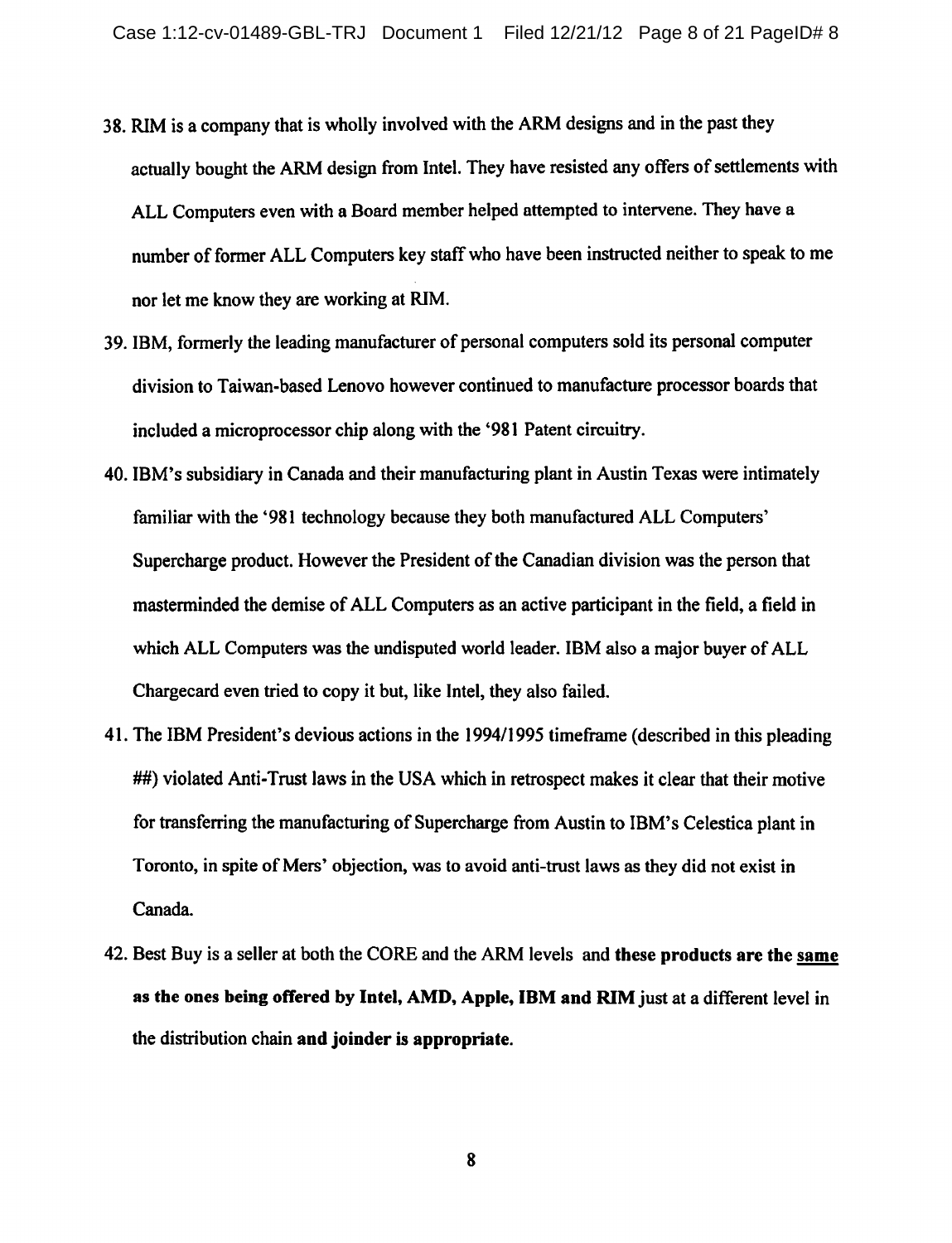38. RIM is a company that is wholly involved with the ARM designs and in the past they actually bought the ARM design from Intel. They have resisted any offers of settlements with ALL Computers even with a Board member helped attempted to intervene. They have a number of former ALL Computers key staff who have been instructed neither to speak to me nor let me know they are working at RIM.

39. IBM, formerly the leading manufacturer of personal computers sold its personal computer division to Taiwan-based Lenovo however continued to manufacture processor boards that included a microprocessor chip along with the '981 Patent circuitry.

40. IBM's subsidiary in Canada and their manufacturing plant in Austin Texas were intimately familiar with the '981 technology because they both manufactured ALL Computers' Supercharge product. However the President of the Canadian division was the person that masterminded the demise of ALL Computers as an active participant in the field, a field in which ALL Computers was the undisputed world leader. IBM also a major buyer of ALL Chargecard even tried to copy it but, like Intel, they also failed.

41. The IBM President's devious actions in the 1994/1995 timeframe (described in this pleading ##) violated Anti-Trust laws in the USA which in retrospect makes it clear that their motive for transferring the manufacturing of Supercharge from Austin to IBM's Celestica plant in Toronto, in spite of Mers' objection, was to avoid anti-trust laws as they did not exist in Canada.

42. Best Buy is a seller at both the CORE and the ARM levels and **these products are the <u>same</u> as the ones being offered by Intel, AMD, Apple, IBM and RIM** just at a different level in the distribution chain **and joinder is appropriate.**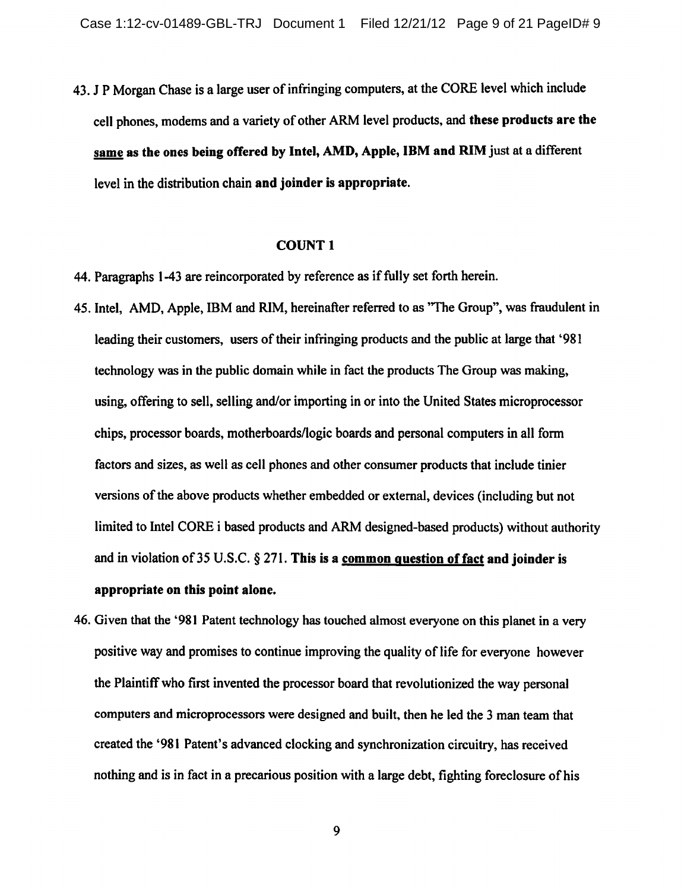43. J P Morgan Chase is a large user of infringing computers, at the CORE level which include cell phones, modems and a variety of other ARM level products, and **these products are the <u>same</u> as the ones being offered by Intel, AMD, Apple, IBM and RIM** just at a different level in the distribution chain **and joinder is appropriate.**

## COUNT 1

44. Paragraphs 1-43 are reincorporated by reference as if fully set forth herein.

45. Intel, AMD, Apple, IBM and RIM, hereinafter referred to as "The Group", was fraudulent in leading their customers, users of their infringing products and the public at large that '981 technology was in the public domain while in fact the products The Group was making, using, offering to sell, selling and/or importing in or into the United States microprocessor chips, processor boards, motherboards/logic boards and personal computers in all form factors and sizes, as well as cell phones and other consumer products that include tinier versions of the above products whether embedded or external, devices (including but not limited to Intel CORE i based products and ARM designed-based products) without authority and in violation of 35 U.S.C. § 271. **This is a <u>common question of fact</u> and joinder is appropriate on this point alone.**

46. Given that the '981 Patent technology has touched almost everyone on this planet in a very positive way and promises to continue improving the quality of life for everyone however the Plaintiff who first invented the processor board that revolutionized the way personal computers and microprocessors were designed and built, then he led the 3 man team that created the '981 Patent's advanced clocking and synchronization circuitry, has received nothing and is in fact in a precarious position with a large debt, fighting foreclosure of his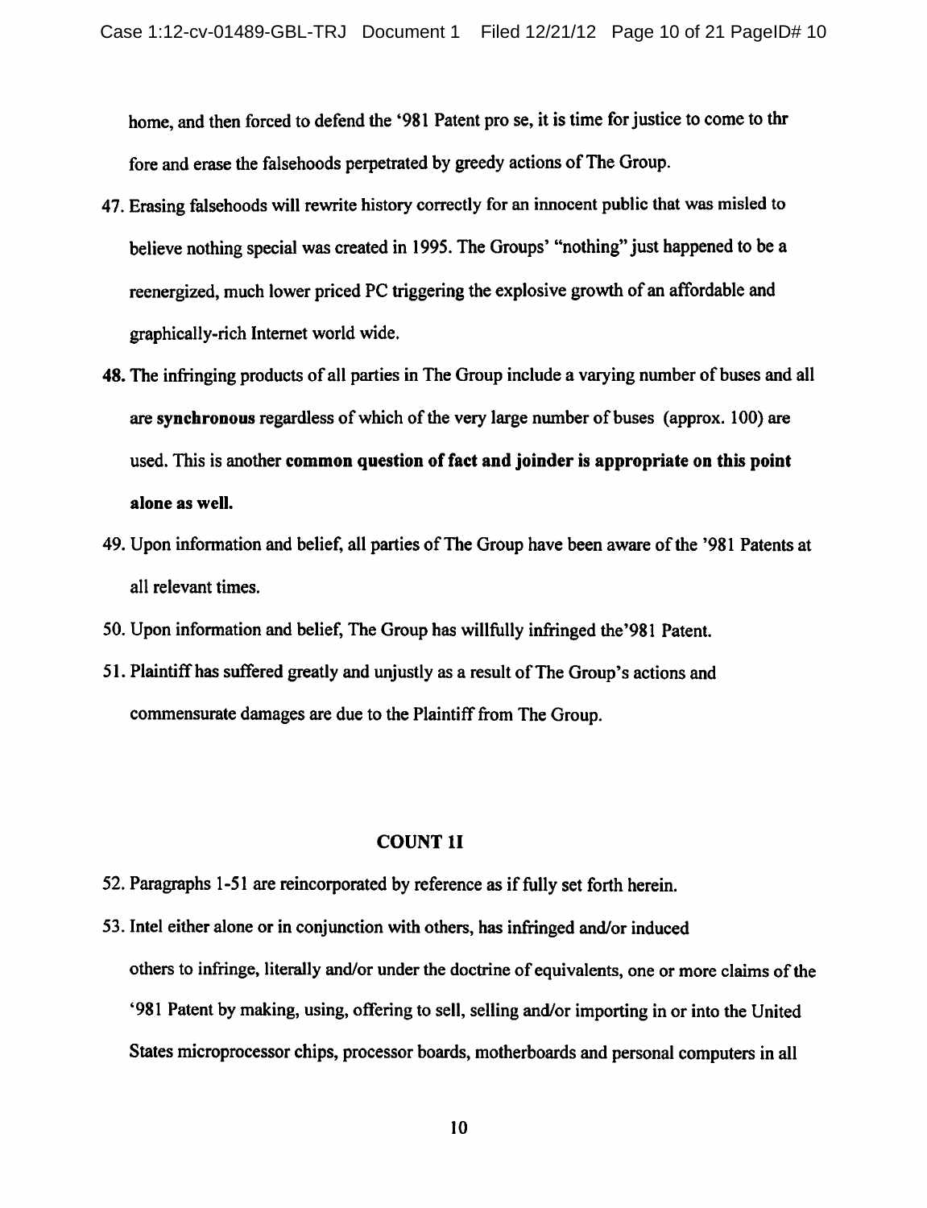home, and then forced to defend the '981 Patent pro se, it is time for justice to come to thr fore and erase the falsehoods perpetrated by greedy actions of The Group.

47. Erasing falsehoods will rewrite history correctly for an innocent public that was misled to believe nothing special was created in 1995. The Groups' "nothing" just happened to be a reenergized, much lower priced PC triggering the explosive growth of an affordable and graphically-rich Internet world wide.

48. The infringing products of all parties in The Group include a varying number of buses and all are **synchronous** regardless of which of the very large number of buses (approx. 100) are used. This is another **common question of fact and joinder is appropriate on this point alone as well.**

49. Upon information and belief, all parties of The Group have been aware of the '981 Patents at all relevant times.

50. Upon information and belief, The Group has willfully infringed the'981 Patent.

51. Plaintiff has suffered greatly and unjustly as a result of The Group's actions and commensurate damages are due to the Plaintiff from The Group.

## COUNT 1I

52. Paragraphs 1-51 are reincorporated by reference as if fully set forth herein.

53. Intel either alone or in conjunction with others, has infringed and/or induced others to infringe, literally and/or under the doctrine of equivalents, one or more claims of the '981 Patent by making, using, offering to sell, selling and/or importing in or into the United States microprocessor chips, processor boards, motherboards and personal computers in all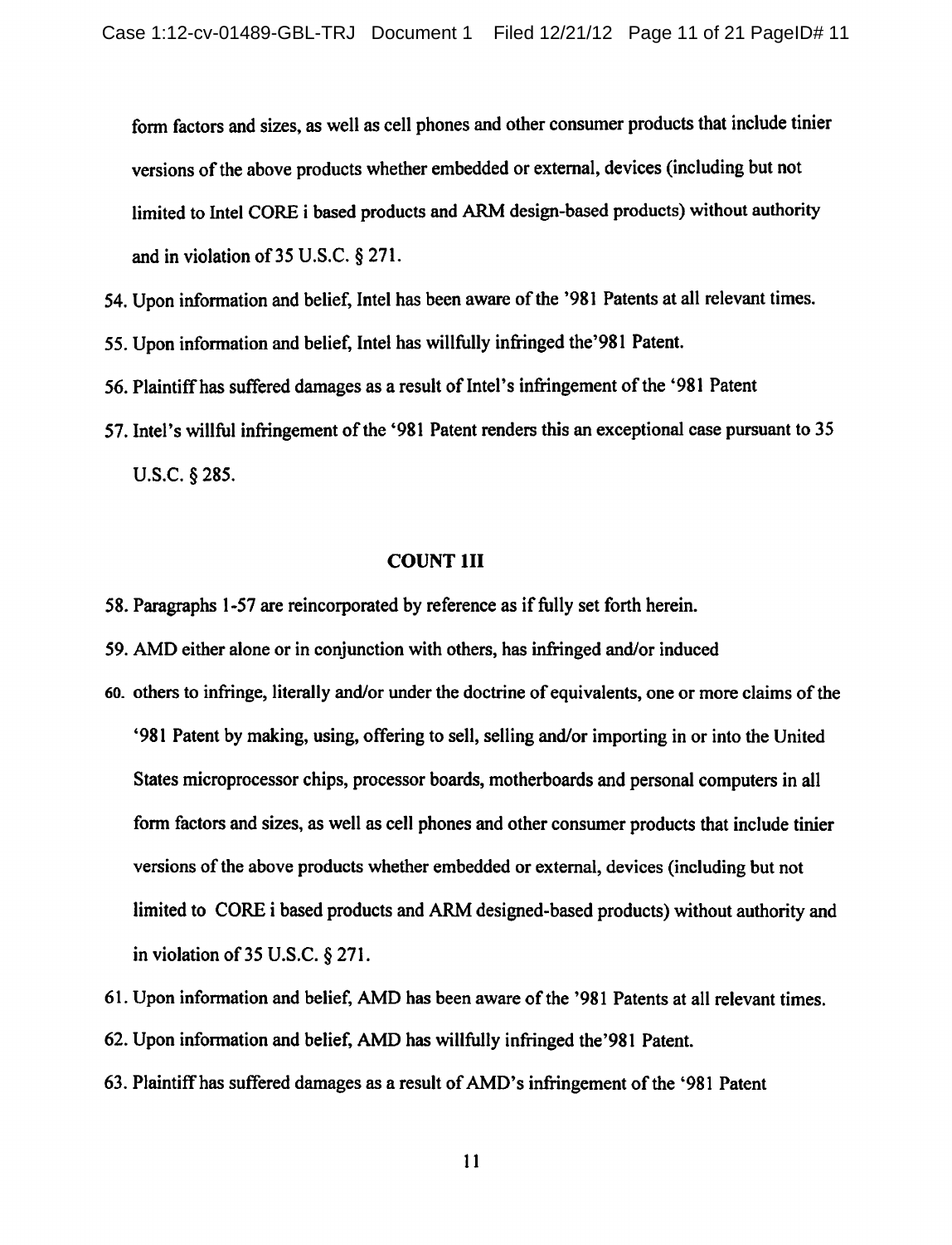form factors and sizes, as well as cell phones and other consumer products that include tinier versions of the above products whether embedded or external, devices (including but not limited to Intel CORE i based products and ARM design-based products) without authority and in violation of 35 U.S.C. § 271.

54. Upon information and belief, Intel has been aware of the '981 Patents at all relevant times.
55. Upon information and belief, Intel has willfully infringed the'981 Patent.
56. Plaintiff has suffered damages as a result of Intel's infringement of the '981 Patent
57. Intel's willful infringement of the '981 Patent renders this an exceptional case pursuant to 35 U.S.C. § 285.

**COUNT 1II**

58. Paragraphs 1-57 are reincorporated by reference as if fully set forth herein.
59. AMD either alone or in conjunction with others, has infringed and/or induced
60. others to infringe, literally and/or under the doctrine of equivalents, one or more claims of the '981 Patent by making, using, offering to sell, selling and/or importing in or into the United States microprocessor chips, processor boards, motherboards and personal computers in all form factors and sizes, as well as cell phones and other consumer products that include tinier versions of the above products whether embedded or external, devices (including but not limited to CORE i based products and ARM designed-based products) without authority and in violation of 35 U.S.C. § 271.
61. Upon information and belief, AMD has been aware of the '981 Patents at all relevant times.
62. Upon information and belief, AMD has willfully infringed the'981 Patent.
63. Plaintiff has suffered damages as a result of AMD's infringement of the '981 Patent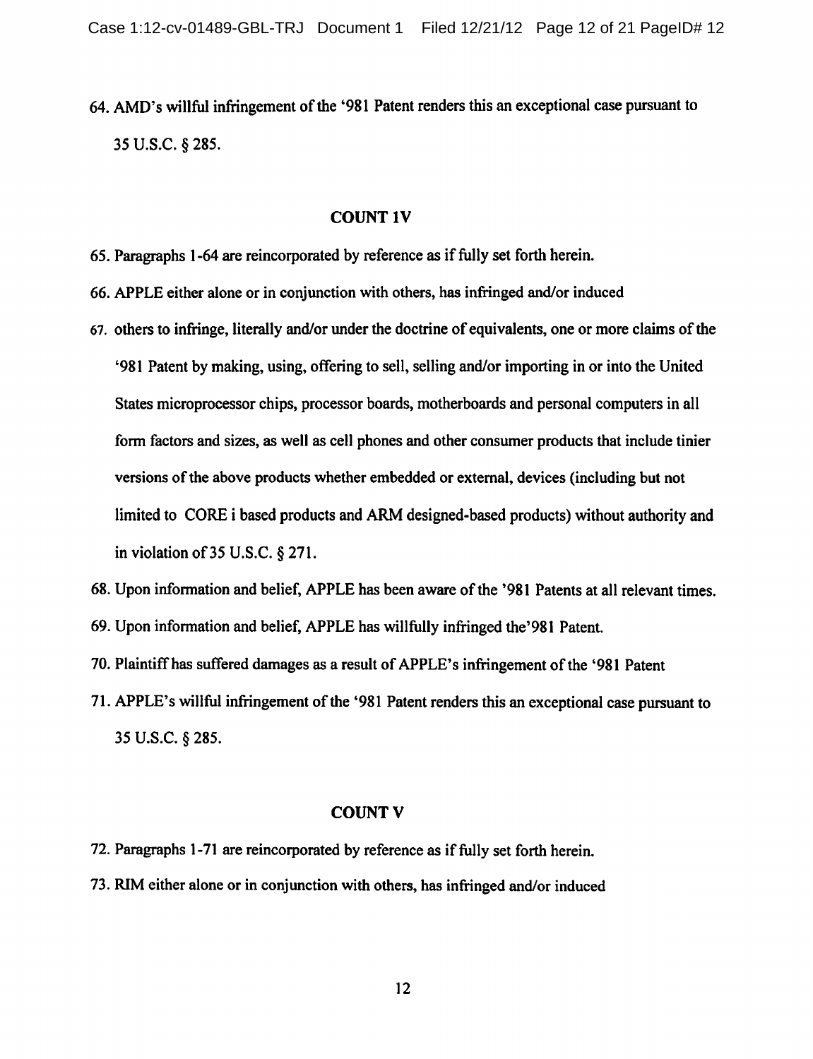64. AMD's willful infringement of the '981 Patent renders this an exceptional case pursuant to 35 U.S.C. § 285.

**COUNT 1V**

65. Paragraphs 1-64 are reincorporated by reference as if fully set forth herein.

66. APPLE either alone or in conjunction with others, has infringed and/or induced

67. others to infringe, literally and/or under the doctrine of equivalents, one or more claims of the '981 Patent by making, using, offering to sell, selling and/or importing in or into the United States microprocessor chips, processor boards, motherboards and personal computers in all form factors and sizes, as well as cell phones and other consumer products that include tinier versions of the above products whether embedded or external, devices (including but not limited to CORE i based products and ARM designed-based products) without authority and in violation of 35 U.S.C. § 271.

68. Upon information and belief, APPLE has been aware of the '981 Patents at all relevant times.

69. Upon information and belief, APPLE has willfully infringed the'981 Patent.

70. Plaintiff has suffered damages as a result of APPLE's infringement of the '981 Patent

71. APPLE's willful infringement of the '981 Patent renders this an exceptional case pursuant to 35 U.S.C. § 285.

**COUNT V**

72. Paragraphs 1-71 are reincorporated by reference as if fully set forth herein.

73. RIM either alone or in conjunction with others, has infringed and/or induced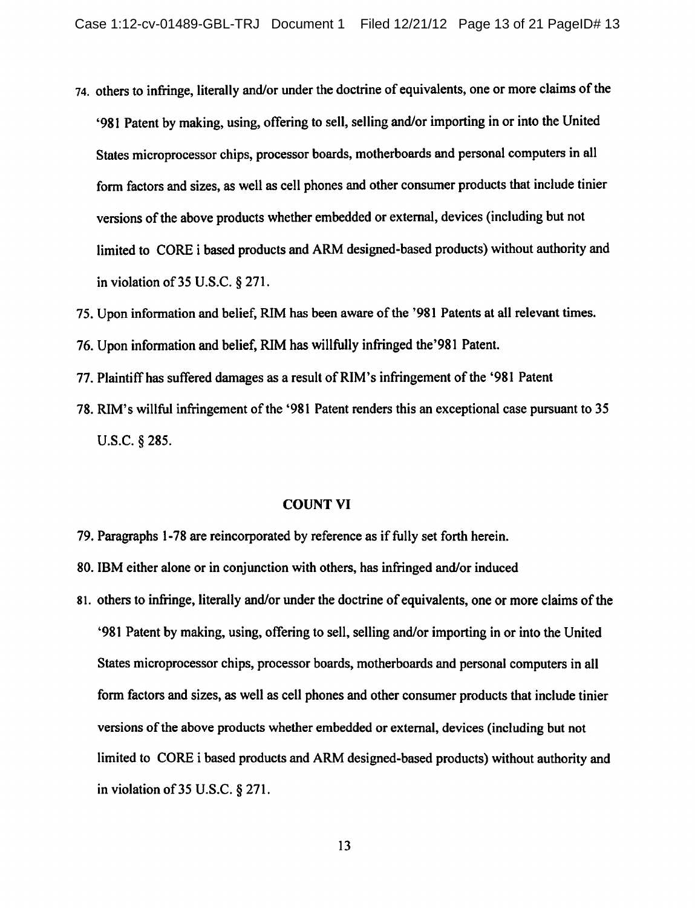74. others to infringe, literally and/or under the doctrine of equivalents, one or more claims of the '981 Patent by making, using, offering to sell, selling and/or importing in or into the United States microprocessor chips, processor boards, motherboards and personal computers in all form factors and sizes, as well as cell phones and other consumer products that include tinier versions of the above products whether embedded or external, devices (including but not limited to CORE i based products and ARM designed-based products) without authority and in violation of 35 U.S.C. § 271.

75. Upon information and belief, RIM has been aware of the '981 Patents at all relevant times.

76. Upon information and belief, RIM has willfully infringed the'981 Patent.

77. Plaintiff has suffered damages as a result of RIM's infringement of the '981 Patent

78. RIM's willful infringement of the '981 Patent renders this an exceptional case pursuant to 35 U.S.C. § 285.

## COUNT VI

79. Paragraphs 1-78 are reincorporated by reference as if fully set forth herein.

80. IBM either alone or in conjunction with others, has infringed and/or induced

81. others to infringe, literally and/or under the doctrine of equivalents, one or more claims of the '981 Patent by making, using, offering to sell, selling and/or importing in or into the United States microprocessor chips, processor boards, motherboards and personal computers in all form factors and sizes, as well as cell phones and other consumer products that include tinier versions of the above products whether embedded or external, devices (including but not limited to CORE i based products and ARM designed-based products) without authority and in violation of 35 U.S.C. § 271.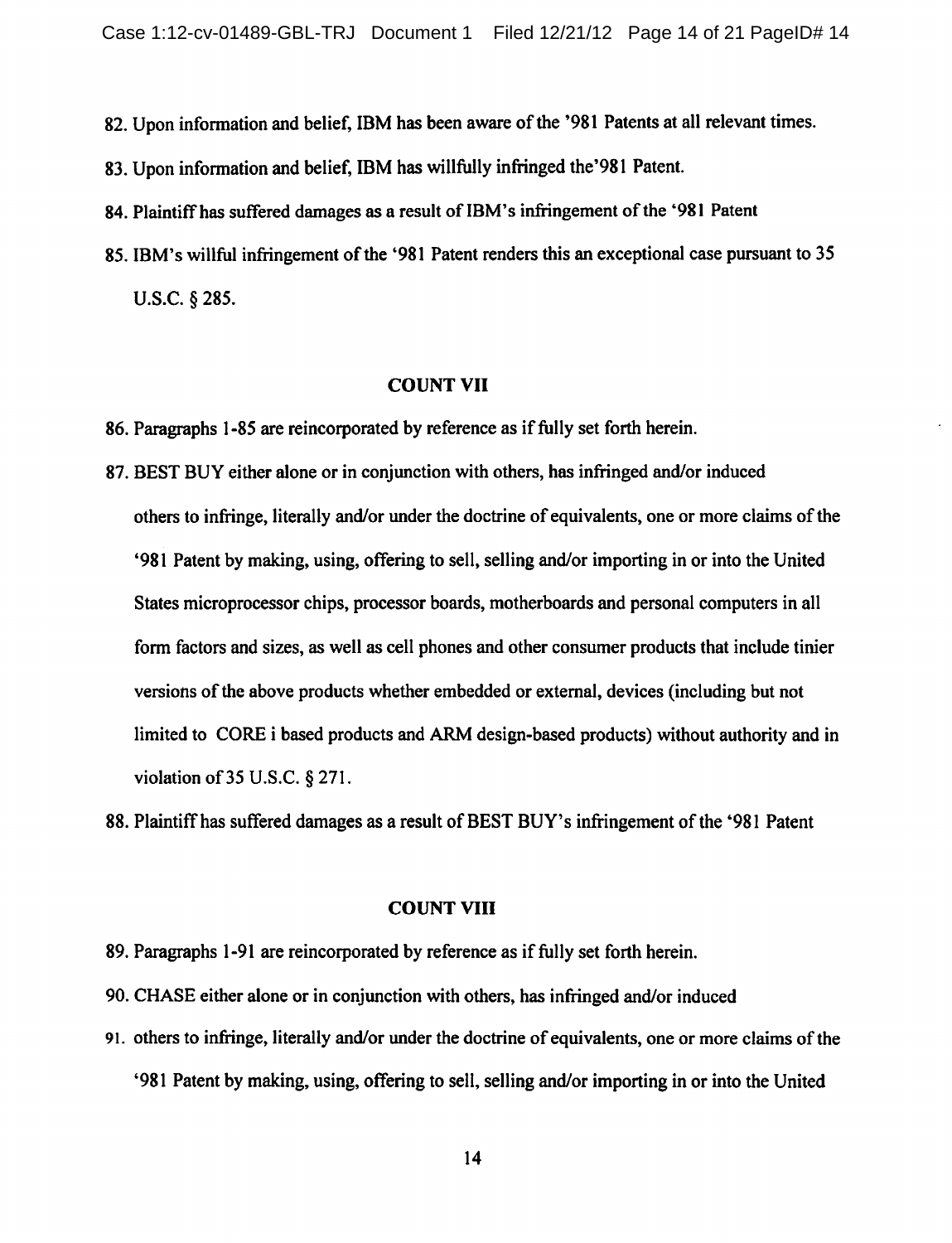82. Upon information and belief, IBM has been aware of the '981 Patents at all relevant times.

83. Upon information and belief, IBM has willfully infringed the'981 Patent.

84. Plaintiff has suffered damages as a result of IBM's infringement of the '981 Patent

85. IBM's willful infringement of the '981 Patent renders this an exceptional case pursuant to 35 U.S.C. § 285.

**COUNT VII**

86. Paragraphs 1-85 are reincorporated by reference as if fully set forth herein.

87. BEST BUY either alone or in conjunction with others, has infringed and/or induced others to infringe, literally and/or under the doctrine of equivalents, one or more claims of the '981 Patent by making, using, offering to sell, selling and/or importing in or into the United States microprocessor chips, processor boards, motherboards and personal computers in all form factors and sizes, as well as cell phones and other consumer products that include tinier versions of the above products whether embedded or external, devices (including but not limited to CORE i based products and ARM design-based products) without authority and in violation of 35 U.S.C. § 271.

88. Plaintiff has suffered damages as a result of BEST BUY's infringement of the '981 Patent

**COUNT VIII**

89. Paragraphs 1-91 are reincorporated by reference as if fully set forth herein.

90. CHASE either alone or in conjunction with others, has infringed and/or induced

91. others to infringe, literally and/or under the doctrine of equivalents, one or more claims of the '981 Patent by making, using, offering to sell, selling and/or importing in or into the United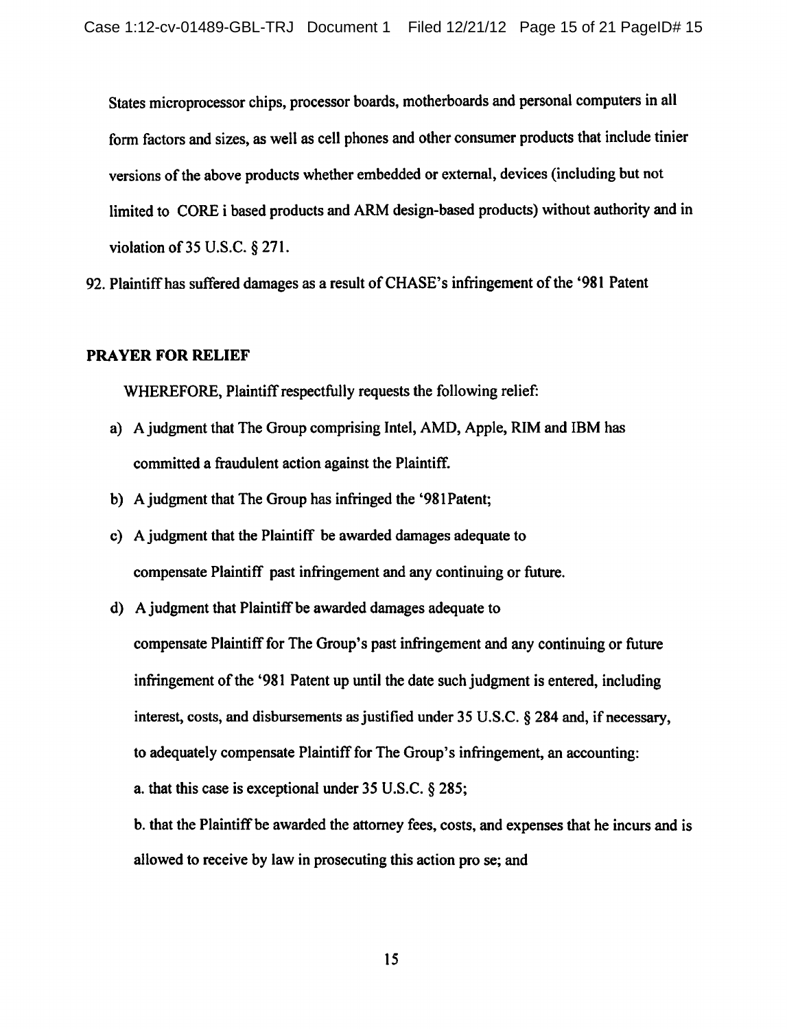States microprocessor chips, processor boards, motherboards and personal computers in all form factors and sizes, as well as cell phones and other consumer products that include tinier versions of the above products whether embedded or external, devices (including but not limited to CORE i based products and ARM design-based products) without authority and in violation of 35 U.S.C. § 271.

92. Plaintiff has suffered damages as a result of CHASE's infringement of the '981 Patent

**PRAYER FOR RELIEF**

WHEREFORE, Plaintiff respectfully requests the following relief:

a) A judgment that The Group comprising Intel, AMD, Apple, RIM and IBM has committed a fraudulent action against the Plaintiff.

b) A judgment that The Group has infringed the '981Patent;

c) A judgment that the Plaintiff be awarded damages adequate to compensate Plaintiff past infringement and any continuing or future.

d) A judgment that Plaintiff be awarded damages adequate to compensate Plaintiff for The Group's past infringement and any continuing or future infringement of the '981 Patent up until the date such judgment is entered, including interest, costs, and disbursements as justified under 35 U.S.C. § 284 and, if necessary, to adequately compensate Plaintiff for The Group's infringement, an accounting:

a. that this case is exceptional under 35 U.S.C. § 285;

b. that the Plaintiff be awarded the attorney fees, costs, and expenses that he incurs and is allowed to receive by law in prosecuting this action pro se; and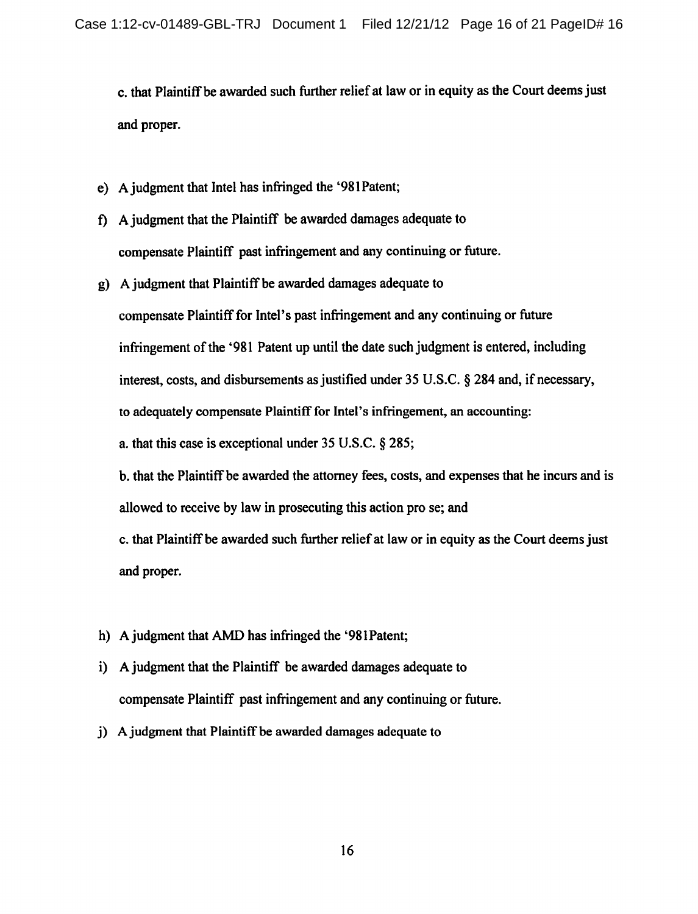c. that Plaintiff be awarded such further relief at law or in equity as the Court deems just and proper.

e) A judgment that Intel has infringed the '981Patent;

f) A judgment that the Plaintiff be awarded damages adequate to compensate Plaintiff past infringement and any continuing or future.

g) A judgment that Plaintiff be awarded damages adequate to compensate Plaintiff for Intel's past infringement and any continuing or future infringement of the '981 Patent up until the date such judgment is entered, including interest, costs, and disbursements as justified under 35 U.S.C. § 284 and, if necessary, to adequately compensate Plaintiff for Intel's infringement, an accounting:

   a. that this case is exceptional under 35 U.S.C. § 285;

   b. that the Plaintiff be awarded the attorney fees, costs, and expenses that he incurs and is allowed to receive by law in prosecuting this action pro se; and

   c. that Plaintiff be awarded such further relief at law or in equity as the Court deems just and proper.

h) A judgment that AMD has infringed the '981Patent;

i) A judgment that the Plaintiff be awarded damages adequate to compensate Plaintiff past infringement and any continuing or future.

j) A judgment that Plaintiff be awarded damages adequate to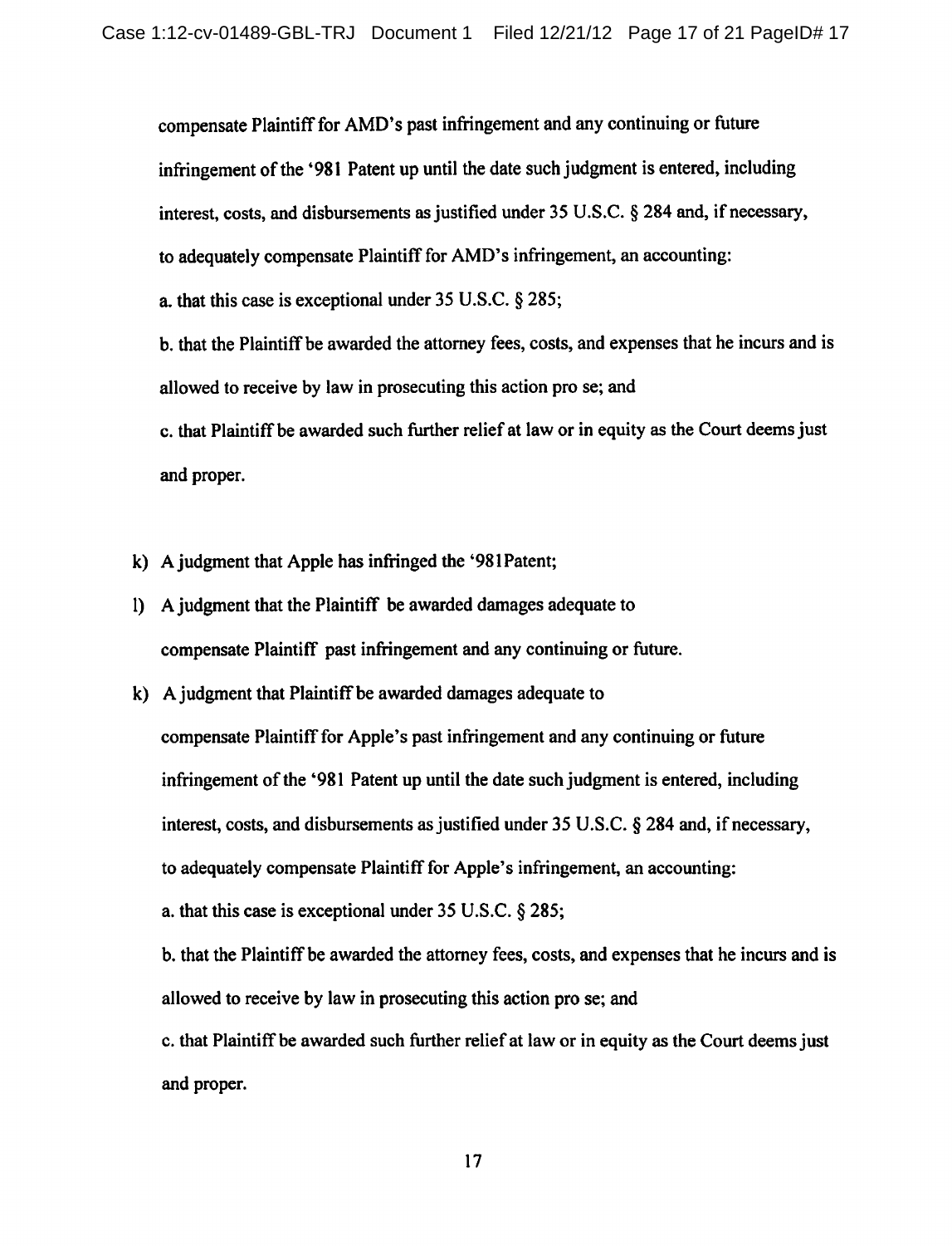compensate Plaintiff for AMD's past infringement and any continuing or future infringement of the '981 Patent up until the date such judgment is entered, including interest, costs, and disbursements as justified under 35 U.S.C. § 284 and, if necessary, to adequately compensate Plaintiff for AMD's infringement, an accounting:

a. that this case is exceptional under 35 U.S.C. § 285;

b. that the Plaintiff be awarded the attorney fees, costs, and expenses that he incurs and is allowed to receive by law in prosecuting this action pro se; and

c. that Plaintiff be awarded such further relief at law or in equity as the Court deems just and proper.

k) A judgment that Apple has infringed the '981Patent;

l) A judgment that the Plaintiff be awarded damages adequate to compensate Plaintiff past infringement and any continuing or future.

k) A judgment that Plaintiff be awarded damages adequate to compensate Plaintiff for Apple's past infringement and any continuing or future infringement of the '981 Patent up until the date such judgment is entered, including interest, costs, and disbursements as justified under 35 U.S.C. § 284 and, if necessary, to adequately compensate Plaintiff for Apple's infringement, an accounting:

a. that this case is exceptional under 35 U.S.C. § 285;

b. that the Plaintiff be awarded the attorney fees, costs, and expenses that he incurs and is allowed to receive by law in prosecuting this action pro se; and

c. that Plaintiff be awarded such further relief at law or in equity as the Court deems just and proper.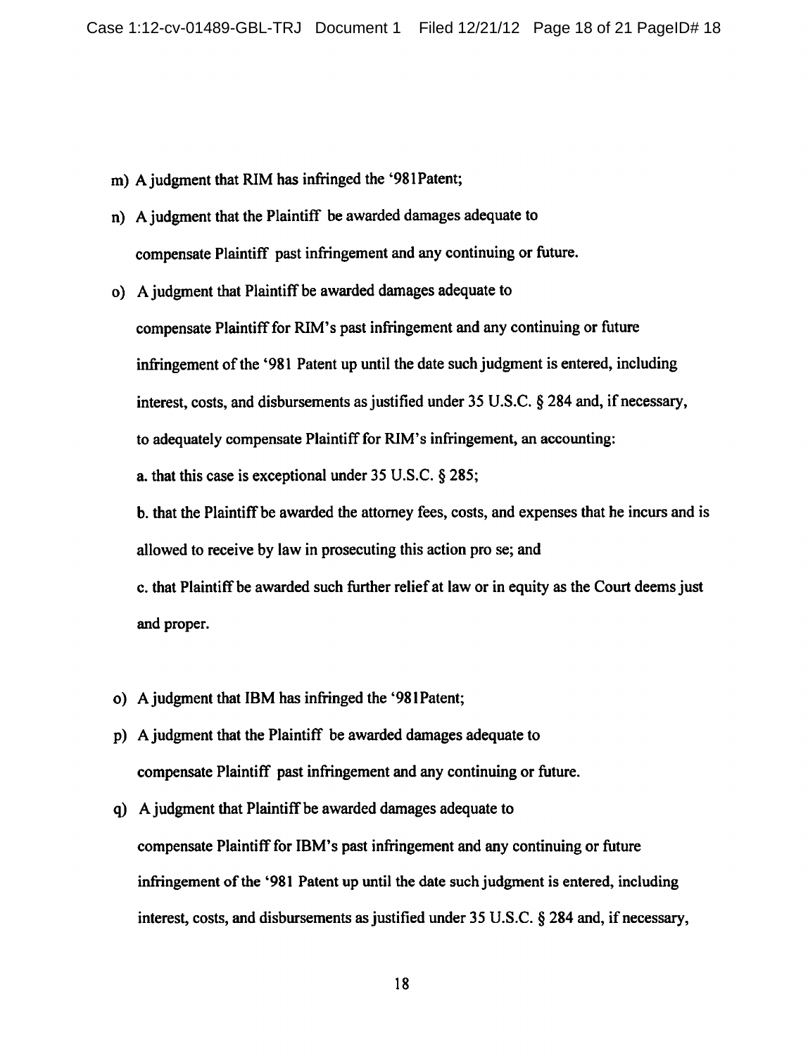m) A judgment that RIM has infringed the '981Patent;

n) A judgment that the Plaintiff be awarded damages adequate to compensate Plaintiff past infringement and any continuing or future.

o) A judgment that Plaintiff be awarded damages adequate to compensate Plaintiff for RIM's past infringement and any continuing or future infringement of the '981 Patent up until the date such judgment is entered, including interest, costs, and disbursements as justified under 35 U.S.C. § 284 and, if necessary, to adequately compensate Plaintiff for RIM's infringement, an accounting:

   a. that this case is exceptional under 35 U.S.C. § 285;

   b. that the Plaintiff be awarded the attorney fees, costs, and expenses that he incurs and is allowed to receive by law in prosecuting this action pro se; and

   c. that Plaintiff be awarded such further relief at law or in equity as the Court deems just and proper.

o) A judgment that IBM has infringed the '981Patent;

p) A judgment that the Plaintiff be awarded damages adequate to compensate Plaintiff past infringement and any continuing or future.

q) A judgment that Plaintiff be awarded damages adequate to compensate Plaintiff for IBM's past infringement and any continuing or future infringement of the '981 Patent up until the date such judgment is entered, including interest, costs, and disbursements as justified under 35 U.S.C. § 284 and, if necessary,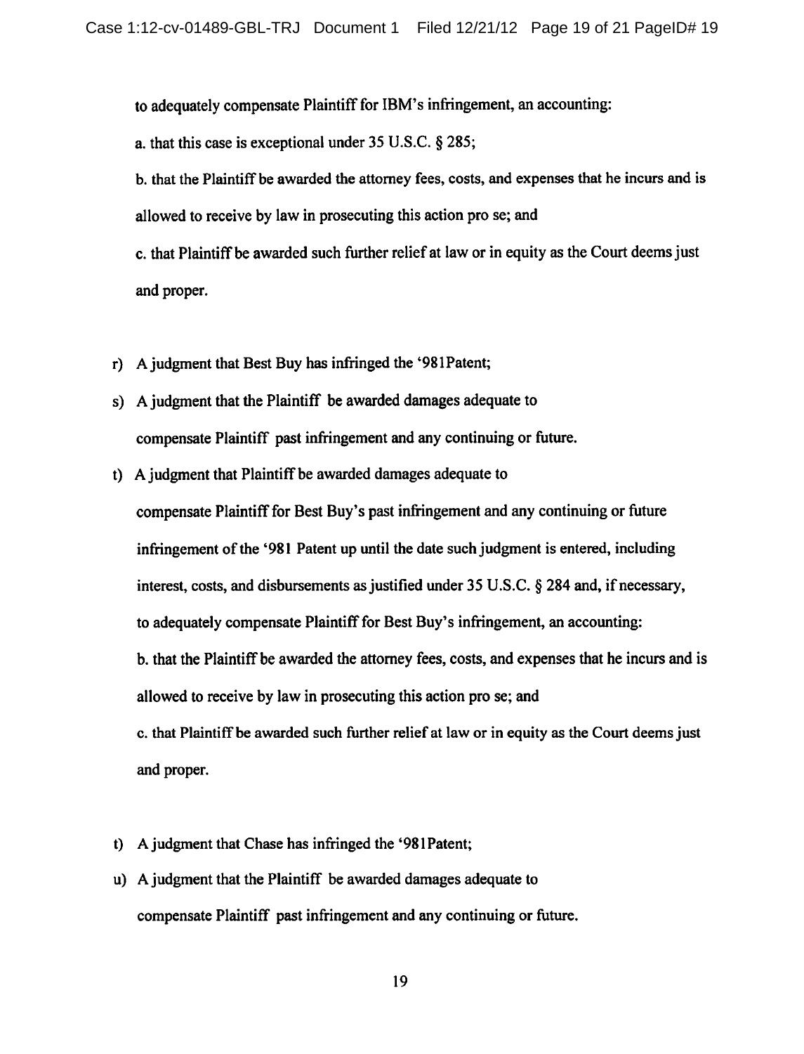to adequately compensate Plaintiff for IBM's infringement, an accounting:

a. that this case is exceptional under 35 U.S.C. § 285;

b. that the Plaintiff be awarded the attorney fees, costs, and expenses that he incurs and is allowed to receive by law in prosecuting this action pro se; and

c. that Plaintiff be awarded such further relief at law or in equity as the Court deems just and proper.

r) A judgment that Best Buy has infringed the '981Patent;

s) A judgment that the Plaintiff be awarded damages adequate to compensate Plaintiff past infringement and any continuing or future.

t) A judgment that Plaintiff be awarded damages adequate to compensate Plaintiff for Best Buy's past infringement and any continuing or future infringement of the '981 Patent up until the date such judgment is entered, including interest, costs, and disbursements as justified under 35 U.S.C. § 284 and, if necessary, to adequately compensate Plaintiff for Best Buy's infringement, an accounting:

b. that the Plaintiff be awarded the attorney fees, costs, and expenses that he incurs and is allowed to receive by law in prosecuting this action pro se; and

c. that Plaintiff be awarded such further relief at law or in equity as the Court deems just and proper.

t) A judgment that Chase has infringed the '981Patent;

u) A judgment that the Plaintiff be awarded damages adequate to compensate Plaintiff past infringement and any continuing or future.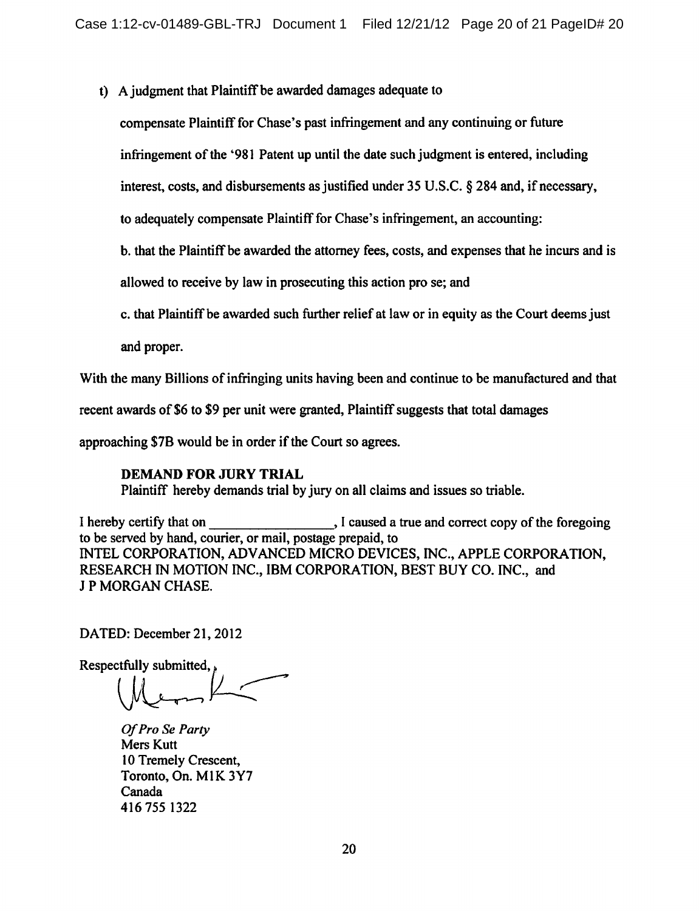t) A judgment that Plaintiff be awarded damages adequate to

compensate Plaintiff for Chase's past infringement and any continuing or future infringement of the '981 Patent up until the date such judgment is entered, including interest, costs, and disbursements as justified under 35 U.S.C. § 284 and, if necessary, to adequately compensate Plaintiff for Chase's infringement, an accounting:

b. that the Plaintiff be awarded the attorney fees, costs, and expenses that he incurs and is allowed to receive by law in prosecuting this action pro se; and

c. that Plaintiff be awarded such further relief at law or in equity as the Court deems just and proper.

With the many Billions of infringing units having been and continue to be manufactured and that recent awards of $6 to $9 per unit were granted, Plaintiff suggests that total damages approaching $7B would be in order if the Court so agrees.

**DEMAND FOR JURY TRIAL**

Plaintiff hereby demands trial by jury on all claims and issues so triable.

I hereby certify that on ________________, I caused a true and correct copy of the foregoing to be served by hand, courier, or mail, postage prepaid, to
INTEL CORPORATION, ADVANCED MICRO DEVICES, INC., APPLE CORPORATION, RESEARCH IN MOTION INC., IBM CORPORATION, BEST BUY CO. INC., and J P MORGAN CHASE.

DATED: December 21, 2012

Respectfully submitted,

*Of Pro Se Party*
Mers Kutt
10 Tremely Crescent,
Toronto, On. M1K 3Y7
Canada
416 755 1322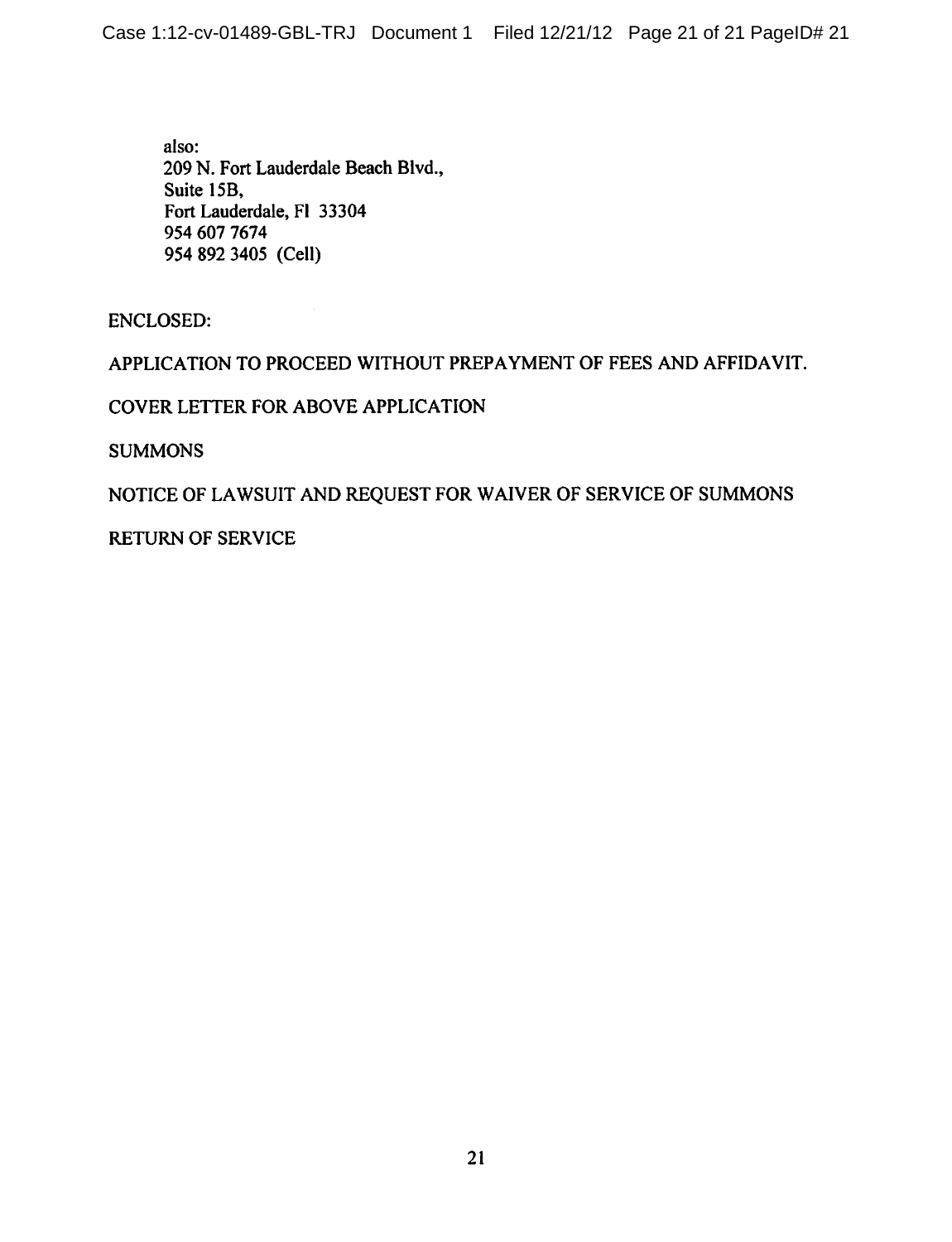also:
209 N. Fort Lauderdale Beach Blvd.,
Suite 15B,
Fort Lauderdale, Fl 33304
954 607 7674
954 892 3405 (Cell)

ENCLOSED:

APPLICATION TO PROCEED WITHOUT PREPAYMENT OF FEES AND AFFIDAVIT.

COVER LETTER FOR ABOVE APPLICATION

SUMMONS

NOTICE OF LAWSUIT AND REQUEST FOR WAIVER OF SERVICE OF SUMMONS

RETURN OF SERVICE